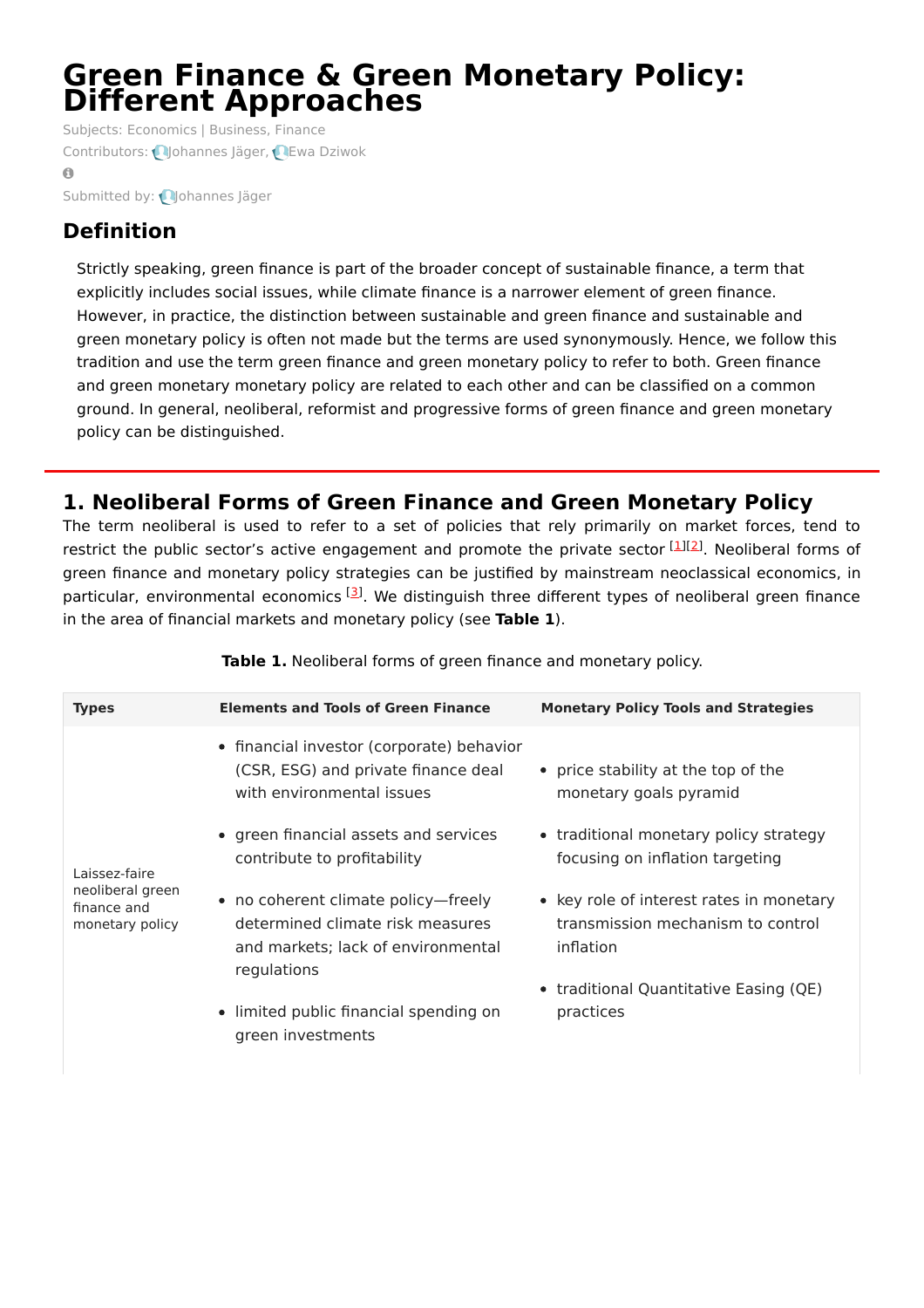# Green Finance & Green Monetary Policy: Different Approaches

Subjects: Economics | Business, Finance

Contributors: Johannes Jäger, Ewa Dziwok

Submitted by: Johannes Jäger

## Definition

Strictly speaking, green finance is part of the broader concept of sustainable finance, a term that explicitly includes social issues, while climate finance is a narrower element of green finance. However, in practice, the distinction between sustainable and green finance and sustainable and green monetary policy is often not made but the terms are used synonymously. Hence, we follow this tradition and use the term green finance and green monetary policy to refer to both. Green finance and green monetary monetary policy are related to each other and can be classified on a common ground. In general, neoliberal, reformist and progressive forms of green finance and green monetary policy can be distinguished.

## 1. Neoliberal Forms of Green Finance and Green Monetary Policy

The term neoliberal is used to refer to a set of policies that rely primarily on market forces, tend to restrict the public sector's active engagement and promote the private sector [1][2]. Neoliberal forms of green finance and monetary policy strategies can be justified by mainstream neoclassical economics, in particular, environmental economics [3]. We distinguish three different types of neoliberal green finance in the area of financial markets and monetary policy (see **Table 1**).

**Table 1.** Neoliberal forms of green finance and monetary policy.

| Types | Elements and Tools of Green Finance | Monetary Policy Tools and Strategies |
|---|---|---|
| Laissez-faire neoliberal green finance and monetary policy | • financial investor (corporate) behavior (CSR, ESG) and private finance deal with environmental issues<br>• green financial assets and services contribute to profitability<br>• no coherent climate policy—freely determined climate risk measures and markets; lack of environmental regulations<br>• limited public financial spending on green investments | • price stability at the top of the monetary goals pyramid<br>• traditional monetary policy strategy focusing on inflation targeting<br>• key role of interest rates in monetary transmission mechanism to control inflation<br>• traditional Quantitative Easing (QE) practices |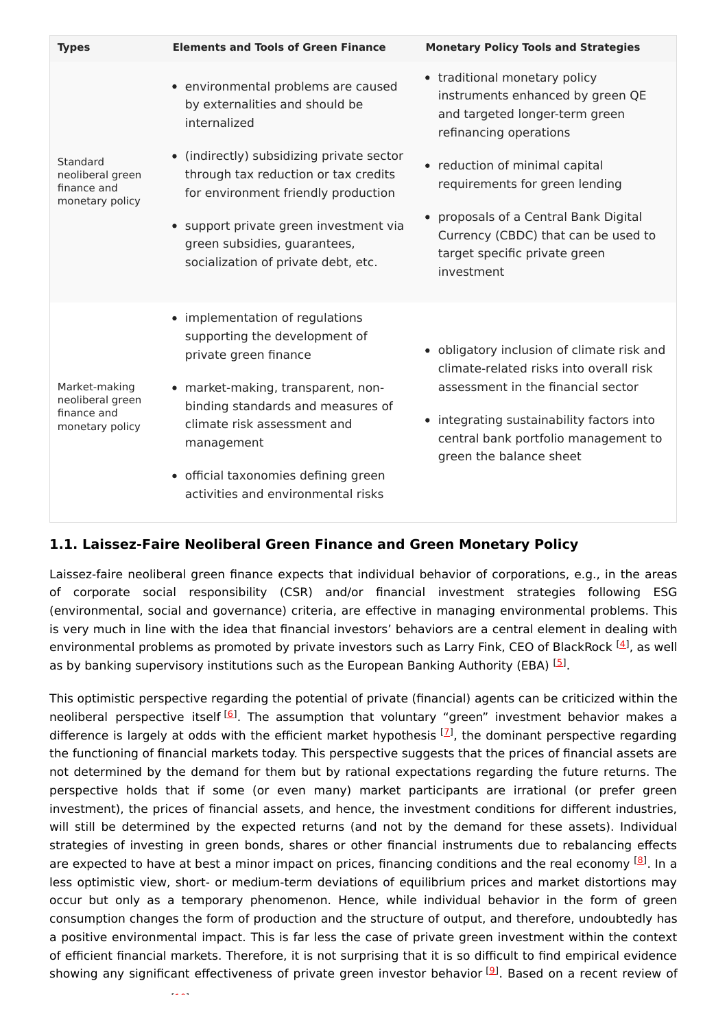| Types | Elements and Tools of Green Finance | Monetary Policy Tools and Strategies |
|---|---|---|
| Standard neoliberal green finance and monetary policy | • environmental problems are caused by externalities and should be internalized<br>• (indirectly) subsidizing private sector through tax reduction or tax credits for environment friendly production<br>• support private green investment via green subsidies, guarantees, socialization of private debt, etc. | • traditional monetary policy instruments enhanced by green QE and targeted longer-term green refinancing operations<br>• reduction of minimal capital requirements for green lending<br>• proposals of a Central Bank Digital Currency (CBDC) that can be used to target specific private green investment |
| Market-making neoliberal green finance and monetary policy | • implementation of regulations supporting the development of private green finance<br>• market-making, transparent, non-binding standards and measures of climate risk assessment and management<br>• official taxonomies defining green activities and environmental risks | • obligatory inclusion of climate risk and climate-related risks into overall risk assessment in the financial sector<br>• integrating sustainability factors into central bank portfolio management to green the balance sheet |

### 1.1. Laissez-Faire Neoliberal Green Finance and Green Monetary Policy

Laissez-faire neoliberal green finance expects that individual behavior of corporations, e.g., in the areas of corporate social responsibility (CSR) and/or financial investment strategies following ESG (environmental, social and governance) criteria, are effective in managing environmental problems. This is very much in line with the idea that financial investors' behaviors are a central element in dealing with environmental problems as promoted by private investors such as Larry Fink, CEO of BlackRock [4], as well as by banking supervisory institutions such as the European Banking Authority (EBA) [5].

This optimistic perspective regarding the potential of private (financial) agents can be criticized within the neoliberal perspective itself [6]. The assumption that voluntary "green" investment behavior makes a difference is largely at odds with the efficient market hypothesis [7], the dominant perspective regarding the functioning of financial markets today. This perspective suggests that the prices of financial assets are not determined by the demand for them but by rational expectations regarding the future returns. The perspective holds that if some (or even many) market participants are irrational (or prefer green investment), the prices of financial assets, and hence, the investment conditions for different industries, will still be determined by the expected returns (and not by the demand for these assets). Individual strategies of investing in green bonds, shares or other financial instruments due to rebalancing effects are expected to have at best a minor impact on prices, financing conditions and the real economy [8]. In a less optimistic view, short- or medium-term deviations of equilibrium prices and market distortions may occur but only as a temporary phenomenon. Hence, while individual behavior in the form of green consumption changes the form of production and the structure of output, and therefore, undoubtedly has a positive environmental impact. This is far less the case of private green investment within the context of efficient financial markets. Therefore, it is not surprising that it is so difficult to find empirical evidence showing any significant effectiveness of private green investor behavior [9]. Based on a recent review of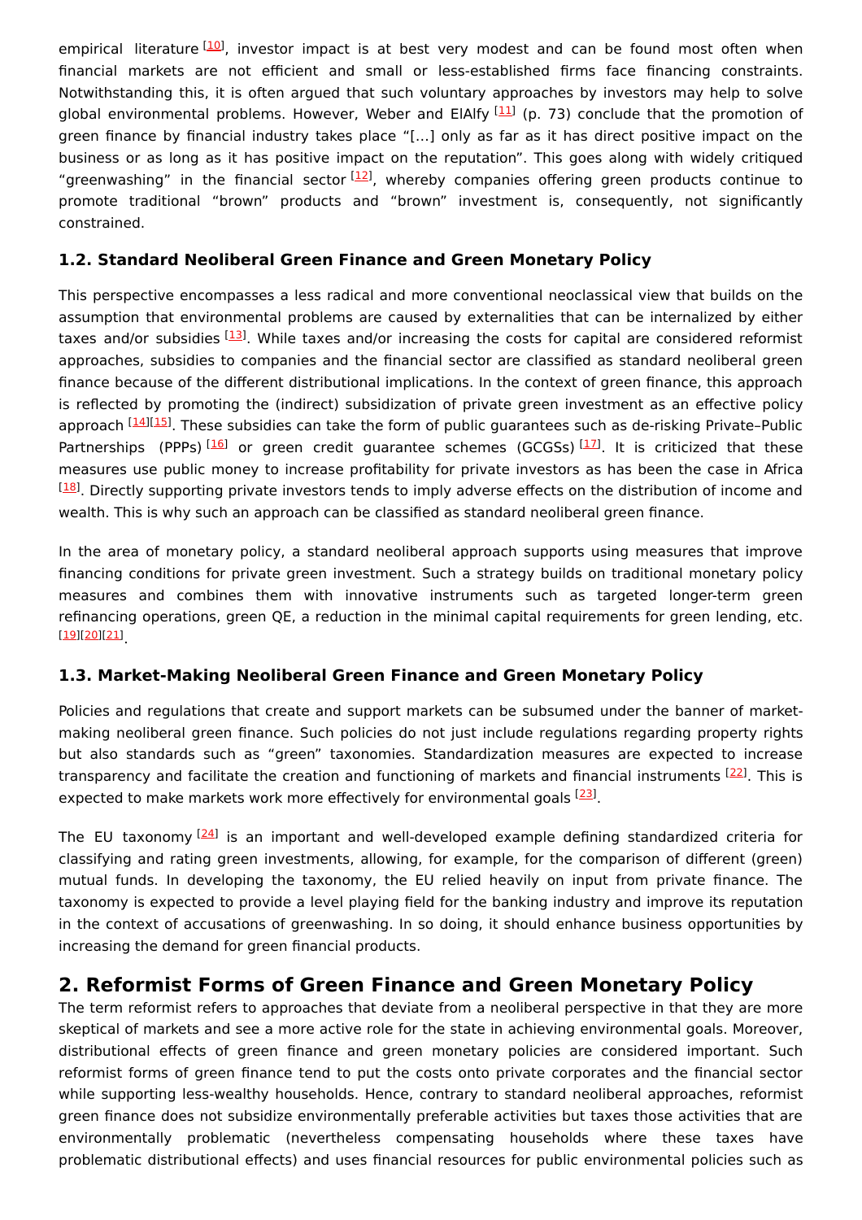empirical literature [10], investor impact is at best very modest and can be found most often when financial markets are not efficient and small or less-established firms face financing constraints. Notwithstanding this, it is often argued that such voluntary approaches by investors may help to solve global environmental problems. However, Weber and ElAlfy [11] (p. 73) conclude that the promotion of green finance by financial industry takes place "[…] only as far as it has direct positive impact on the business or as long as it has positive impact on the reputation". This goes along with widely critiqued "greenwashing" in the financial sector [12], whereby companies offering green products continue to promote traditional "brown" products and "brown" investment is, consequently, not significantly constrained.

### 1.2. Standard Neoliberal Green Finance and Green Monetary Policy

This perspective encompasses a less radical and more conventional neoclassical view that builds on the assumption that environmental problems are caused by externalities that can be internalized by either taxes and/or subsidies [13]. While taxes and/or increasing the costs for capital are considered reformist approaches, subsidies to companies and the financial sector are classified as standard neoliberal green finance because of the different distributional implications. In the context of green finance, this approach is reflected by promoting the (indirect) subsidization of private green investment as an effective policy approach [14][15]. These subsidies can take the form of public guarantees such as de-risking Private–Public Partnerships (PPPs) [16] or green credit guarantee schemes (GCGSs) [17]. It is criticized that these measures use public money to increase profitability for private investors as has been the case in Africa [18]. Directly supporting private investors tends to imply adverse effects on the distribution of income and wealth. This is why such an approach can be classified as standard neoliberal green finance.

In the area of monetary policy, a standard neoliberal approach supports using measures that improve financing conditions for private green investment. Such a strategy builds on traditional monetary policy measures and combines them with innovative instruments such as targeted longer-term green refinancing operations, green QE, a reduction in the minimal capital requirements for green lending, etc. [19][20][21].

### 1.3. Market-Making Neoliberal Green Finance and Green Monetary Policy

Policies and regulations that create and support markets can be subsumed under the banner of market-making neoliberal green finance. Such policies do not just include regulations regarding property rights but also standards such as "green" taxonomies. Standardization measures are expected to increase transparency and facilitate the creation and functioning of markets and financial instruments [22]. This is expected to make markets work more effectively for environmental goals [23].

The EU taxonomy [24] is an important and well-developed example defining standardized criteria for classifying and rating green investments, allowing, for example, for the comparison of different (green) mutual funds. In developing the taxonomy, the EU relied heavily on input from private finance. The taxonomy is expected to provide a level playing field for the banking industry and improve its reputation in the context of accusations of greenwashing. In so doing, it should enhance business opportunities by increasing the demand for green financial products.

## 2. Reformist Forms of Green Finance and Green Monetary Policy

The term reformist refers to approaches that deviate from a neoliberal perspective in that they are more skeptical of markets and see a more active role for the state in achieving environmental goals. Moreover, distributional effects of green finance and green monetary policies are considered important. Such reformist forms of green finance tend to put the costs onto private corporates and the financial sector while supporting less-wealthy households. Hence, contrary to standard neoliberal approaches, reformist green finance does not subsidize environmentally preferable activities but taxes those activities that are environmentally problematic (nevertheless compensating households where these taxes have problematic distributional effects) and uses financial resources for public environmental policies such as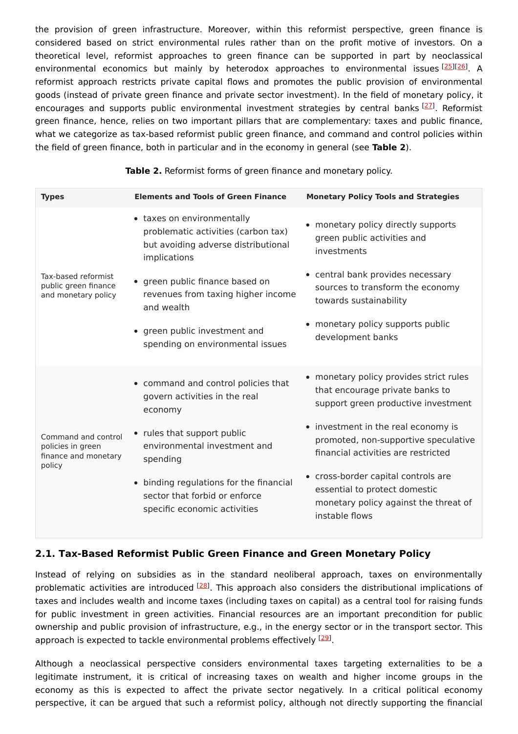the provision of green infrastructure. Moreover, within this reformist perspective, green finance is considered based on strict environmental rules rather than on the profit motive of investors. On a theoretical level, reformist approaches to green finance can be supported in part by neoclassical environmental economics but mainly by heterodox approaches to environmental issues [25][26]. A reformist approach restricts private capital flows and promotes the public provision of environmental goods (instead of private green finance and private sector investment). In the field of monetary policy, it encourages and supports public environmental investment strategies by central banks [27]. Reformist green finance, hence, relies on two important pillars that are complementary: taxes and public finance, what we categorize as tax-based reformist public green finance, and command and control policies within the field of green finance, both in particular and in the economy in general (see **Table 2**).

**Table 2.** Reformist forms of green finance and monetary policy.

| Types | Elements and Tools of Green Finance | Monetary Policy Tools and Strategies |
|---|---|---|
| Tax-based reformist public green finance and monetary policy | • taxes on environmentally problematic activities (carbon tax) but avoiding adverse distributional implications<br>• green public finance based on revenues from taxing higher income and wealth<br>• green public investment and spending on environmental issues | • monetary policy directly supports green public activities and investments<br>• central bank provides necessary sources to transform the economy towards sustainability<br>• monetary policy supports public development banks |
| Command and control policies in green finance and monetary policy | • command and control policies that govern activities in the real economy<br>• rules that support public environmental investment and spending<br>• binding regulations for the financial sector that forbid or enforce specific economic activities | • monetary policy provides strict rules that encourage private banks to support green productive investment<br>• investment in the real economy is promoted, non-supportive speculative financial activities are restricted<br>• cross-border capital controls are essential to protect domestic monetary policy against the threat of instable flows |

## 2.1. Tax-Based Reformist Public Green Finance and Green Monetary Policy

Instead of relying on subsidies as in the standard neoliberal approach, taxes on environmentally problematic activities are introduced [28]. This approach also considers the distributional implications of taxes and includes wealth and income taxes (including taxes on capital) as a central tool for raising funds for public investment in green activities. Financial resources are an important precondition for public ownership and public provision of infrastructure, e.g., in the energy sector or in the transport sector. This approach is expected to tackle environmental problems effectively [29].

Although a neoclassical perspective considers environmental taxes targeting externalities to be a legitimate instrument, it is critical of increasing taxes on wealth and higher income groups in the economy as this is expected to affect the private sector negatively. In a critical political economy perspective, it can be argued that such a reformist policy, although not directly supporting the financial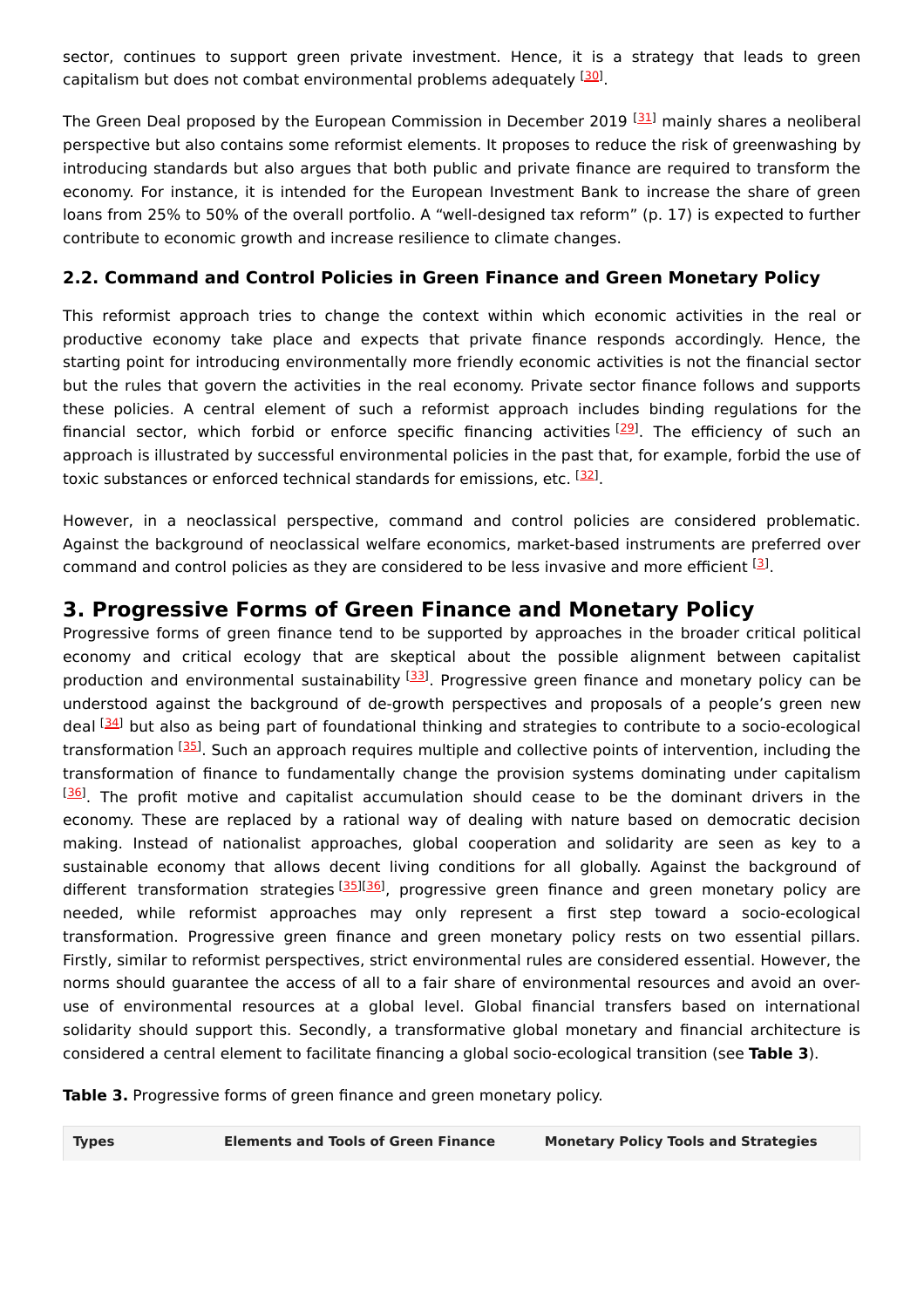sector, continues to support green private investment. Hence, it is a strategy that leads to green capitalism but does not combat environmental problems adequately [30].

The Green Deal proposed by the European Commission in December 2019 [31] mainly shares a neoliberal perspective but also contains some reformist elements. It proposes to reduce the risk of greenwashing by introducing standards but also argues that both public and private finance are required to transform the economy. For instance, it is intended for the European Investment Bank to increase the share of green loans from 25% to 50% of the overall portfolio. A "well-designed tax reform" (p. 17) is expected to further contribute to economic growth and increase resilience to climate changes.

### 2.2. Command and Control Policies in Green Finance and Green Monetary Policy

This reformist approach tries to change the context within which economic activities in the real or productive economy take place and expects that private finance responds accordingly. Hence, the starting point for introducing environmentally more friendly economic activities is not the financial sector but the rules that govern the activities in the real economy. Private sector finance follows and supports these policies. A central element of such a reformist approach includes binding regulations for the financial sector, which forbid or enforce specific financing activities [29]. The efficiency of such an approach is illustrated by successful environmental policies in the past that, for example, forbid the use of toxic substances or enforced technical standards for emissions, etc. [32].

However, in a neoclassical perspective, command and control policies are considered problematic. Against the background of neoclassical welfare economics, market-based instruments are preferred over command and control policies as they are considered to be less invasive and more efficient [3].

## 3. Progressive Forms of Green Finance and Monetary Policy

Progressive forms of green finance tend to be supported by approaches in the broader critical political economy and critical ecology that are skeptical about the possible alignment between capitalist production and environmental sustainability [33]. Progressive green finance and monetary policy can be understood against the background of de-growth perspectives and proposals of a people's green new deal [34] but also as being part of foundational thinking and strategies to contribute to a socio-ecological transformation [35]. Such an approach requires multiple and collective points of intervention, including the transformation of finance to fundamentally change the provision systems dominating under capitalism [36]. The profit motive and capitalist accumulation should cease to be the dominant drivers in the economy. These are replaced by a rational way of dealing with nature based on democratic decision making. Instead of nationalist approaches, global cooperation and solidarity are seen as key to a sustainable economy that allows decent living conditions for all globally. Against the background of different transformation strategies [35][36], progressive green finance and green monetary policy are needed, while reformist approaches may only represent a first step toward a socio-ecological transformation. Progressive green finance and green monetary policy rests on two essential pillars. Firstly, similar to reformist perspectives, strict environmental rules are considered essential. However, the norms should guarantee the access of all to a fair share of environmental resources and avoid an over-use of environmental resources at a global level. Global financial transfers based on international solidarity should support this. Secondly, a transformative global monetary and financial architecture is considered a central element to facilitate financing a global socio-ecological transition (see **Table 3**).

**Table 3.** Progressive forms of green finance and green monetary policy.

| Types | Elements and Tools of Green Finance | Monetary Policy Tools and Strategies |
| --- | --- | --- |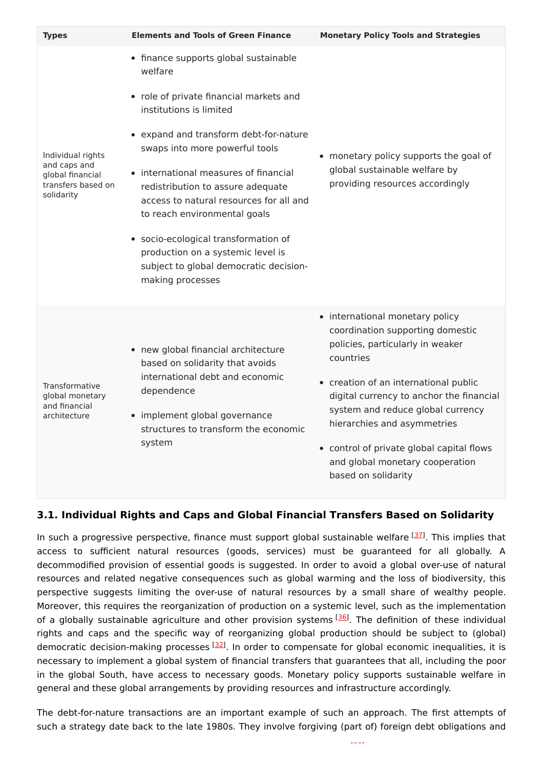| Types | Elements and Tools of Green Finance | Monetary Policy Tools and Strategies |
| --- | --- | --- |
| Individual rights and caps and global financial transfers based on solidarity | • finance supports global sustainable welfare<br>• role of private financial markets and institutions is limited<br>• expand and transform debt-for-nature swaps into more powerful tools<br>• international measures of financial redistribution to assure adequate access to natural resources for all and to reach environmental goals<br>• socio-ecological transformation of production on a systemic level is subject to global democratic decision-making processes | • monetary policy supports the goal of global sustainable welfare by providing resources accordingly |
| Transformative global monetary and financial architecture | • new global financial architecture based on solidarity that avoids international debt and economic dependence<br>• implement global governance structures to transform the economic system | • international monetary policy coordination supporting domestic policies, particularly in weaker countries<br>• creation of an international public digital currency to anchor the financial system and reduce global currency hierarchies and asymmetries<br>• control of private global capital flows and global monetary cooperation based on solidarity |

### 3.1. Individual Rights and Caps and Global Financial Transfers Based on Solidarity

In such a progressive perspective, finance must support global sustainable welfare [37]. This implies that access to sufficient natural resources (goods, services) must be guaranteed for all globally. A decommodified provision of essential goods is suggested. In order to avoid a global over-use of natural resources and related negative consequences such as global warming and the loss of biodiversity, this perspective suggests limiting the over-use of natural resources by a small share of wealthy people. Moreover, this requires the reorganization of production on a systemic level, such as the implementation of a globally sustainable agriculture and other provision systems [36]. The definition of these individual rights and caps and the specific way of reorganizing global production should be subject to (global) democratic decision-making processes [32]. In order to compensate for global economic inequalities, it is necessary to implement a global system of financial transfers that guarantees that all, including the poor in the global South, have access to necessary goods. Monetary policy supports sustainable welfare in general and these global arrangements by providing resources and infrastructure accordingly.

The debt-for-nature transactions are an important example of such an approach. The first attempts of such a strategy date back to the late 1980s. They involve forgiving (part of) foreign debt obligations and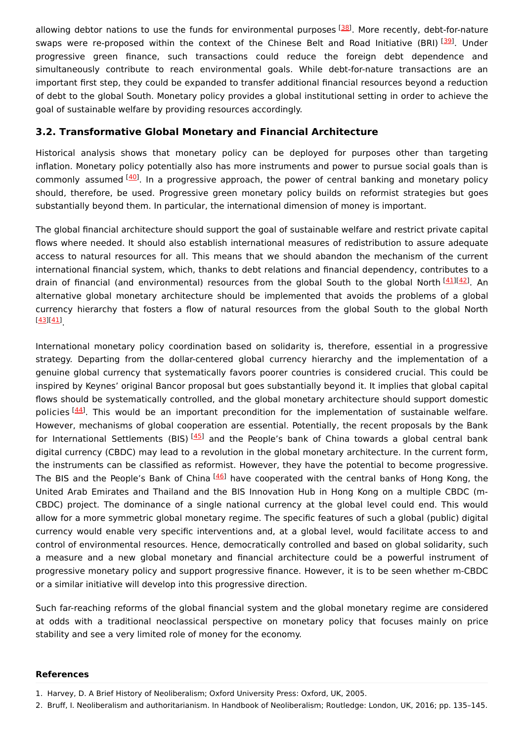allowing debtor nations to use the funds for environmental purposes [38]. More recently, debt-for-nature swaps were re-proposed within the context of the Chinese Belt and Road Initiative (BRI) [39]. Under progressive green finance, such transactions could reduce the foreign debt dependence and simultaneously contribute to reach environmental goals. While debt-for-nature transactions are an important first step, they could be expanded to transfer additional financial resources beyond a reduction of debt to the global South. Monetary policy provides a global institutional setting in order to achieve the goal of sustainable welfare by providing resources accordingly.

### 3.2. Transformative Global Monetary and Financial Architecture

Historical analysis shows that monetary policy can be deployed for purposes other than targeting inflation. Monetary policy potentially also has more instruments and power to pursue social goals than is commonly assumed [40]. In a progressive approach, the power of central banking and monetary policy should, therefore, be used. Progressive green monetary policy builds on reformist strategies but goes substantially beyond them. In particular, the international dimension of money is important.

The global financial architecture should support the goal of sustainable welfare and restrict private capital flows where needed. It should also establish international measures of redistribution to assure adequate access to natural resources for all. This means that we should abandon the mechanism of the current international financial system, which, thanks to debt relations and financial dependency, contributes to a drain of financial (and environmental) resources from the global South to the global North [41][42]. An alternative global monetary architecture should be implemented that avoids the problems of a global currency hierarchy that fosters a flow of natural resources from the global South to the global North [43][41].

International monetary policy coordination based on solidarity is, therefore, essential in a progressive strategy. Departing from the dollar-centered global currency hierarchy and the implementation of a genuine global currency that systematically favors poorer countries is considered crucial. This could be inspired by Keynes' original Bancor proposal but goes substantially beyond it. It implies that global capital flows should be systematically controlled, and the global monetary architecture should support domestic policies [44]. This would be an important precondition for the implementation of sustainable welfare. However, mechanisms of global cooperation are essential. Potentially, the recent proposals by the Bank for International Settlements (BIS) [45] and the People's bank of China towards a global central bank digital currency (CBDC) may lead to a revolution in the global monetary architecture. In the current form, the instruments can be classified as reformist. However, they have the potential to become progressive. The BIS and the People's Bank of China [46] have cooperated with the central banks of Hong Kong, the United Arab Emirates and Thailand and the BIS Innovation Hub in Hong Kong on a multiple CBDC (m-CBDC) project. The dominance of a single national currency at the global level could end. This would allow for a more symmetric global monetary regime. The specific features of such a global (public) digital currency would enable very specific interventions and, at a global level, would facilitate access to and control of environmental resources. Hence, democratically controlled and based on global solidarity, such a measure and a new global monetary and financial architecture could be a powerful instrument of progressive monetary policy and support progressive finance. However, it is to be seen whether m-CBDC or a similar initiative will develop into this progressive direction.

Such far-reaching reforms of the global financial system and the global monetary regime are considered at odds with a traditional neoclassical perspective on monetary policy that focuses mainly on price stability and see a very limited role of money for the economy.

**References**

1. Harvey, D. A Brief History of Neoliberalism; Oxford University Press: Oxford, UK, 2005.
2. Bruff, I. Neoliberalism and authoritarianism. In Handbook of Neoliberalism; Routledge: London, UK, 2016; pp. 135–145.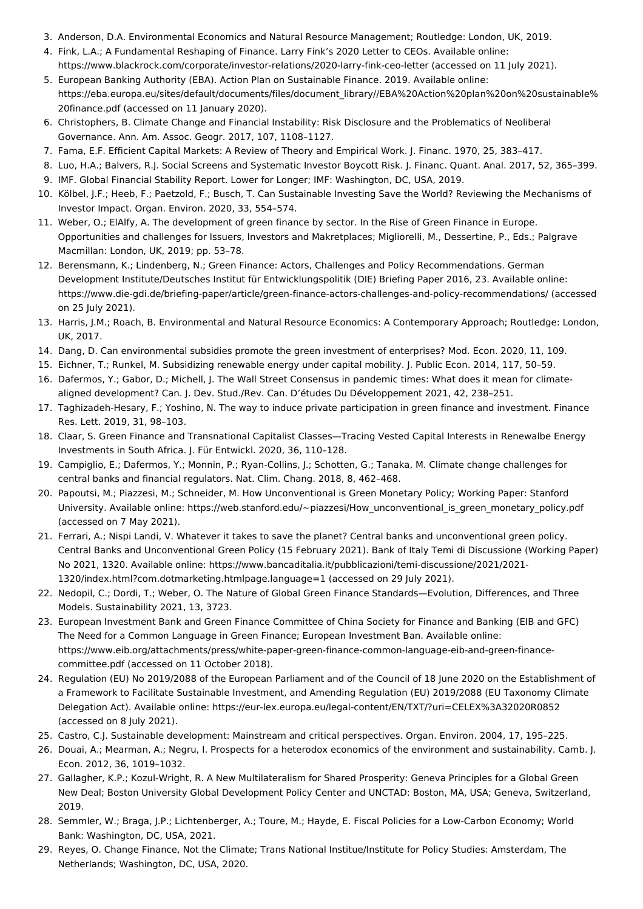3. Anderson, D.A. Environmental Economics and Natural Resource Management; Routledge: London, UK, 2019.
4. Fink, L.A.; A Fundamental Reshaping of Finance. Larry Fink's 2020 Letter to CEOs. Available online: https://www.blackrock.com/corporate/investor-relations/2020-larry-fink-ceo-letter (accessed on 11 July 2021).
5. European Banking Authority (EBA). Action Plan on Sustainable Finance. 2019. Available online: https://eba.europa.eu/sites/default/documents/files/document_library//EBA%20Action%20plan%20on%20sustainable%20finance.pdf (accessed on 11 January 2020).
6. Christophers, B. Climate Change and Financial Instability: Risk Disclosure and the Problematics of Neoliberal Governance. Ann. Am. Assoc. Geogr. 2017, 107, 1108–1127.
7. Fama, E.F. Efficient Capital Markets: A Review of Theory and Empirical Work. J. Financ. 1970, 25, 383–417.
8. Luo, H.A.; Balvers, R.J. Social Screens and Systematic Investor Boycott Risk. J. Financ. Quant. Anal. 2017, 52, 365–399.
9. IMF. Global Financial Stability Report. Lower for Longer; IMF: Washington, DC, USA, 2019.
10. Kölbel, J.F.; Heeb, F.; Paetzold, F.; Busch, T. Can Sustainable Investing Save the World? Reviewing the Mechanisms of Investor Impact. Organ. Environ. 2020, 33, 554–574.
11. Weber, O.; ElAlfy, A. The development of green finance by sector. In the Rise of Green Finance in Europe. Opportunities and challenges for Issuers, Investors and Makretplaces; Migliorelli, M., Dessertine, P., Eds.; Palgrave Macmillan: London, UK, 2019; pp. 53–78.
12. Berensmann, K.; Lindenberg, N.; Green Finance: Actors, Challenges and Policy Recommendations. German Development Institute/Deutsches Institut für Entwicklungspolitik (DIE) Briefing Paper 2016, 23. Available online: https://www.die-gdi.de/briefing-paper/article/green-finance-actors-challenges-and-policy-recommendations/ (accessed on 25 July 2021).
13. Harris, J.M.; Roach, B. Environmental and Natural Resource Economics: A Contemporary Approach; Routledge: London, UK, 2017.
14. Dang, D. Can environmental subsidies promote the green investment of enterprises? Mod. Econ. 2020, 11, 109.
15. Eichner, T.; Runkel, M. Subsidizing renewable energy under capital mobility. J. Public Econ. 2014, 117, 50–59.
16. Dafermos, Y.; Gabor, D.; Michell, J. The Wall Street Consensus in pandemic times: What does it mean for climate-aligned development? Can. J. Dev. Stud./Rev. Can. D'études Du Développement 2021, 42, 238–251.
17. Taghizadeh-Hesary, F.; Yoshino, N. The way to induce private participation in green finance and investment. Finance Res. Lett. 2019, 31, 98–103.
18. Claar, S. Green Finance and Transnational Capitalist Classes—Tracing Vested Capital Interests in Renewalbe Energy Investments in South Africa. J. Für Entwickl. 2020, 36, 110–128.
19. Campiglio, E.; Dafermos, Y.; Monnin, P.; Ryan-Collins, J.; Schotten, G.; Tanaka, M. Climate change challenges for central banks and financial regulators. Nat. Clim. Chang. 2018, 8, 462–468.
20. Papoutsi, M.; Piazzesi, M.; Schneider, M. How Unconventional is Green Monetary Policy; Working Paper: Stanford University. Available online: https://web.stanford.edu/~piazzesi/How_unconventional_is_green_monetary_policy.pdf (accessed on 7 May 2021).
21. Ferrari, A.; Nispi Landi, V. Whatever it takes to save the planet? Central banks and unconventional green policy. Central Banks and Unconventional Green Policy (15 February 2021). Bank of Italy Temi di Discussione (Working Paper) No 2021, 1320. Available online: https://www.bancaditalia.it/pubblicazioni/temi-discussione/2021/2021-1320/index.html?com.dotmarketing.htmlpage.language=1 (accessed on 29 July 2021).
22. Nedopil, C.; Dordi, T.; Weber, O. The Nature of Global Green Finance Standards—Evolution, Differences, and Three Models. Sustainability 2021, 13, 3723.
23. European Investment Bank and Green Finance Committee of China Society for Finance and Banking (EIB and GFC) The Need for a Common Language in Green Finance; European Investment Ban. Available online: https://www.eib.org/attachments/press/white-paper-green-finance-common-language-eib-and-green-finance-committee.pdf (accessed on 11 October 2018).
24. Regulation (EU) No 2019/2088 of the European Parliament and of the Council of 18 June 2020 on the Establishment of a Framework to Facilitate Sustainable Investment, and Amending Regulation (EU) 2019/2088 (EU Taxonomy Climate Delegation Act). Available online: https://eur-lex.europa.eu/legal-content/EN/TXT/?uri=CELEX%3A32020R0852 (accessed on 8 July 2021).
25. Castro, C.J. Sustainable development: Mainstream and critical perspectives. Organ. Environ. 2004, 17, 195–225.
26. Douai, A.; Mearman, A.; Negru, I. Prospects for a heterodox economics of the environment and sustainability. Camb. J. Econ. 2012, 36, 1019–1032.
27. Gallagher, K.P.; Kozul-Wright, R. A New Multilateralism for Shared Prosperity: Geneva Principles for a Global Green New Deal; Boston University Global Development Policy Center and UNCTAD: Boston, MA, USA; Geneva, Switzerland, 2019.
28. Semmler, W.; Braga, J.P.; Lichtenberger, A.; Toure, M.; Hayde, E. Fiscal Policies for a Low-Carbon Economy; World Bank: Washington, DC, USA, 2021.
29. Reyes, O. Change Finance, Not the Climate; Trans National Institue/Institute for Policy Studies: Amsterdam, The Netherlands; Washington, DC, USA, 2020.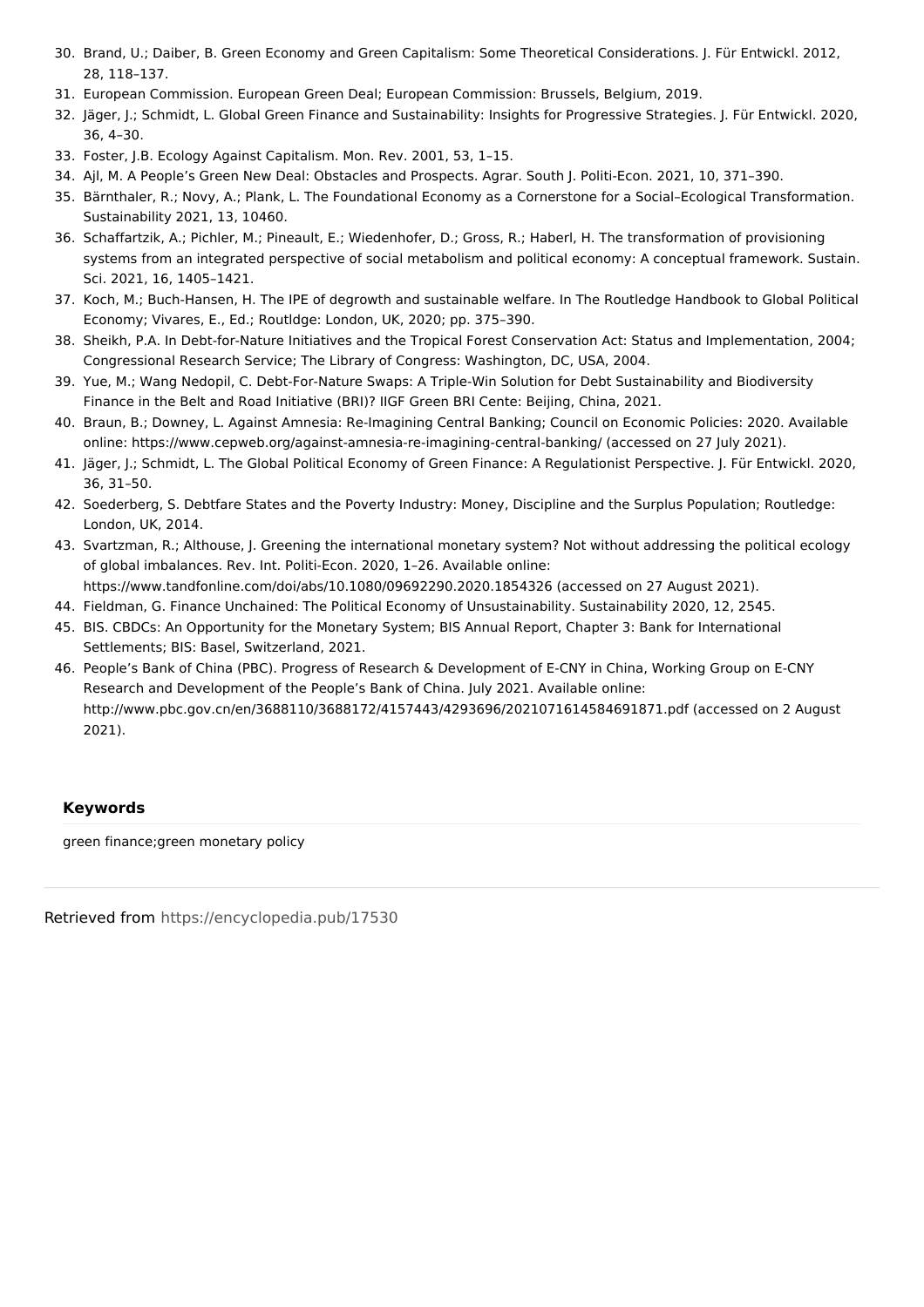30. Brand, U.; Daiber, B. Green Economy and Green Capitalism: Some Theoretical Considerations. J. Für Entwickl. 2012, 28, 118–137.
31. European Commission. European Green Deal; European Commission: Brussels, Belgium, 2019.
32. Jäger, J.; Schmidt, L. Global Green Finance and Sustainability: Insights for Progressive Strategies. J. Für Entwickl. 2020, 36, 4–30.
33. Foster, J.B. Ecology Against Capitalism. Mon. Rev. 2001, 53, 1–15.
34. Ajl, M. A People's Green New Deal: Obstacles and Prospects. Agrar. South J. Politi-Econ. 2021, 10, 371–390.
35. Bärnthaler, R.; Novy, A.; Plank, L. The Foundational Economy as a Cornerstone for a Social–Ecological Transformation. Sustainability 2021, 13, 10460.
36. Schaffartzik, A.; Pichler, M.; Pineault, E.; Wiedenhofer, D.; Gross, R.; Haberl, H. The transformation of provisioning systems from an integrated perspective of social metabolism and political economy: A conceptual framework. Sustain. Sci. 2021, 16, 1405–1421.
37. Koch, M.; Buch-Hansen, H. The IPE of degrowth and sustainable welfare. In The Routledge Handbook to Global Political Economy; Vivares, E., Ed.; Routldge: London, UK, 2020; pp. 375–390.
38. Sheikh, P.A. In Debt-for-Nature Initiatives and the Tropical Forest Conservation Act: Status and Implementation, 2004; Congressional Research Service; The Library of Congress: Washington, DC, USA, 2004.
39. Yue, M.; Wang Nedopil, C. Debt-For-Nature Swaps: A Triple-Win Solution for Debt Sustainability and Biodiversity Finance in the Belt and Road Initiative (BRI)? IIGF Green BRI Cente: Beijing, China, 2021.
40. Braun, B.; Downey, L. Against Amnesia: Re-Imagining Central Banking; Council on Economic Policies: 2020. Available online: https://www.cepweb.org/against-amnesia-re-imagining-central-banking/ (accessed on 27 July 2021).
41. Jäger, J.; Schmidt, L. The Global Political Economy of Green Finance: A Regulationist Perspective. J. Für Entwickl. 2020, 36, 31–50.
42. Soederberg, S. Debtfare States and the Poverty Industry: Money, Discipline and the Surplus Population; Routledge: London, UK, 2014.
43. Svartzman, R.; Althouse, J. Greening the international monetary system? Not without addressing the political ecology of global imbalances. Rev. Int. Politi-Econ. 2020, 1–26. Available online: https://www.tandfonline.com/doi/abs/10.1080/09692290.2020.1854326 (accessed on 27 August 2021).
44. Fieldman, G. Finance Unchained: The Political Economy of Unsustainability. Sustainability 2020, 12, 2545.
45. BIS. CBDCs: An Opportunity for the Monetary System; BIS Annual Report, Chapter 3: Bank for International Settlements; BIS: Basel, Switzerland, 2021.
46. People's Bank of China (PBC). Progress of Research & Development of E-CNY in China, Working Group on E-CNY Research and Development of the People's Bank of China. July 2021. Available online: http://www.pbc.gov.cn/en/3688110/3688172/4157443/4293696/2021071614584691871.pdf (accessed on 2 August 2021).

### Keywords

green finance;green monetary policy

Retrieved from https://encyclopedia.pub/17530